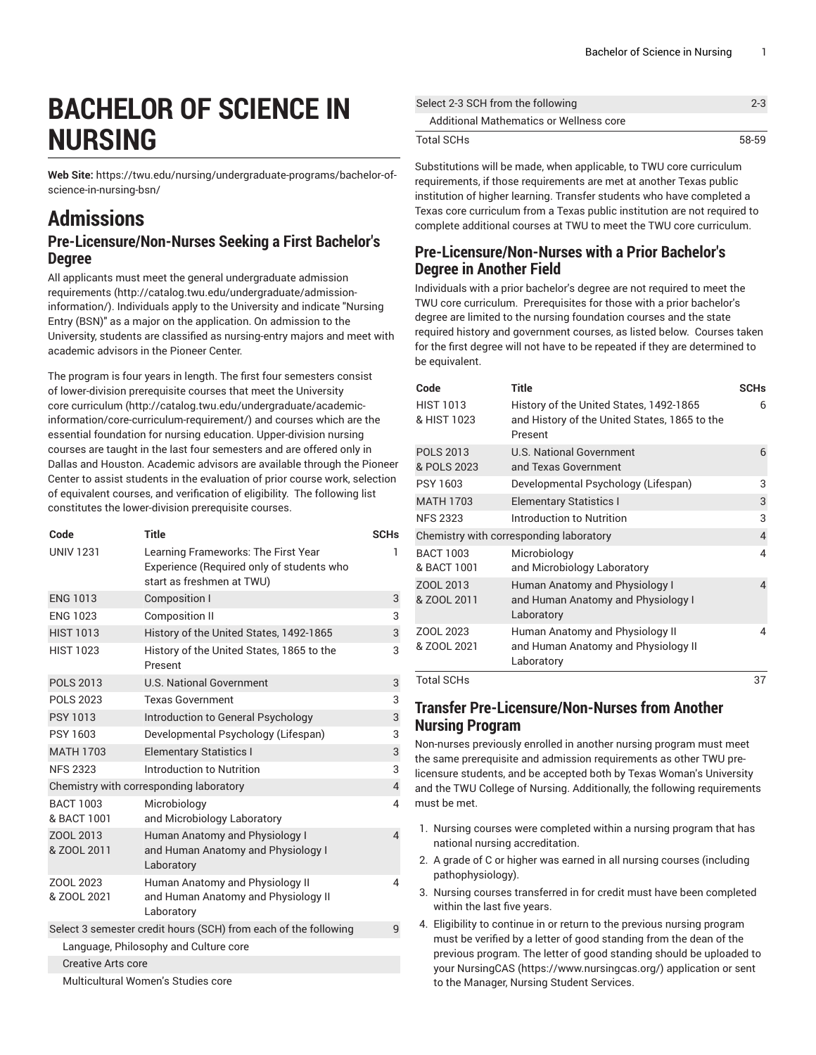# BACHELOR OF SCIENCE IN NURSING

**Web Site:** https://twu.edu/nursing/undergraduate-programs/bachelor-of-science-in-nursing-bsn/

# Admissions

## Pre-Licensure/Non-Nurses Seeking a First Bachelor's Degree

All applicants must meet the general undergraduate admission requirements (http://catalog.twu.edu/undergraduate/admission-information/). Individuals apply to the University and indicate "Nursing Entry (BSN)" as a major on the application. On admission to the University, students are classified as nursing-entry majors and meet with academic advisors in the Pioneer Center.

The program is four years in length. The first four semesters consist of lower-division prerequisite courses that meet the University core curriculum (http://catalog.twu.edu/undergraduate/academic-information/core-curriculum-requirement/) and courses which are the essential foundation for nursing education. Upper-division nursing courses are taught in the last four semesters and are offered only in Dallas and Houston. Academic advisors are available through the Pioneer Center to assist students in the evaluation of prior course work, selection of equivalent courses, and verification of eligibility. The following list constitutes the lower-division prerequisite courses.

| Code | Title | SCHs |
|---|---|---|
| UNIV 1231 | Learning Frameworks: The First Year Experience (Required only of students who start as freshmen at TWU) | 1 |
| ENG 1013 | Composition I | 3 |
| ENG 1023 | Composition II | 3 |
| HIST 1013 | History of the United States, 1492-1865 | 3 |
| HIST 1023 | History of the United States, 1865 to the Present | 3 |
| POLS 2013 | U.S. National Government | 3 |
| POLS 2023 | Texas Government | 3 |
| PSY 1013 | Introduction to General Psychology | 3 |
| PSY 1603 | Developmental Psychology (Lifespan) | 3 |
| MATH 1703 | Elementary Statistics I | 3 |
| NFS 2323 | Introduction to Nutrition | 3 |
| Chemistry with corresponding laboratory | | 4 |
| BACT 1003 & BACT 1001 | Microbiology and Microbiology Laboratory | 4 |
| ZOOL 2013 & ZOOL 2011 | Human Anatomy and Physiology I and Human Anatomy and Physiology I Laboratory | 4 |
| ZOOL 2023 & ZOOL 2021 | Human Anatomy and Physiology II and Human Anatomy and Physiology II Laboratory | 4 |
| Select 3 semester credit hours (SCH) from each of the following | | 9 |
| Language, Philosophy and Culture core | | |
| Creative Arts core | | |
| Multicultural Women's Studies core | | |
| Select 2-3 SCH from the following | | 2-3 |
| Additional Mathematics or Wellness core | | |
| Total SCHs | | 58-59 |

Substitutions will be made, when applicable, to TWU core curriculum requirements, if those requirements are met at another Texas public institution of higher learning. Transfer students who have completed a Texas core curriculum from a Texas public institution are not required to complete additional courses at TWU to meet the TWU core curriculum.

## Pre-Licensure/Non-Nurses with a Prior Bachelor's Degree in Another Field

Individuals with a prior bachelor's degree are not required to meet the TWU core curriculum. Prerequisites for those with a prior bachelor's degree are limited to the nursing foundation courses and the state required history and government courses, as listed below. Courses taken for the first degree will not have to be repeated if they are determined to be equivalent.

| Code | Title | SCHs |
|---|---|---|
| HIST 1013 & HIST 1023 | History of the United States, 1492-1865 and History of the United States, 1865 to the Present | 6 |
| POLS 2013 & POLS 2023 | U.S. National Government and Texas Government | 6 |
| PSY 1603 | Developmental Psychology (Lifespan) | 3 |
| MATH 1703 | Elementary Statistics I | 3 |
| NFS 2323 | Introduction to Nutrition | 3 |
| Chemistry with corresponding laboratory | | 4 |
| BACT 1003 & BACT 1001 | Microbiology and Microbiology Laboratory | 4 |
| ZOOL 2013 & ZOOL 2011 | Human Anatomy and Physiology I and Human Anatomy and Physiology I Laboratory | 4 |
| ZOOL 2023 & ZOOL 2021 | Human Anatomy and Physiology II and Human Anatomy and Physiology II Laboratory | 4 |
| Total SCHs | | 37 |

## Transfer Pre-Licensure/Non-Nurses from Another Nursing Program

Non-nurses previously enrolled in another nursing program must meet the same prerequisite and admission requirements as other TWU pre-licensure students, and be accepted both by Texas Woman's University and the TWU College of Nursing. Additionally, the following requirements must be met.

1. Nursing courses were completed within a nursing program that has national nursing accreditation.
2. A grade of C or higher was earned in all nursing courses (including pathophysiology).
3. Nursing courses transferred in for credit must have been completed within the last five years.
4. Eligibility to continue in or return to the previous nursing program must be verified by a letter of good standing from the dean of the previous program. The letter of good standing should be uploaded to your NursingCAS (https://www.nursingcas.org/) application or sent to the Manager, Nursing Student Services.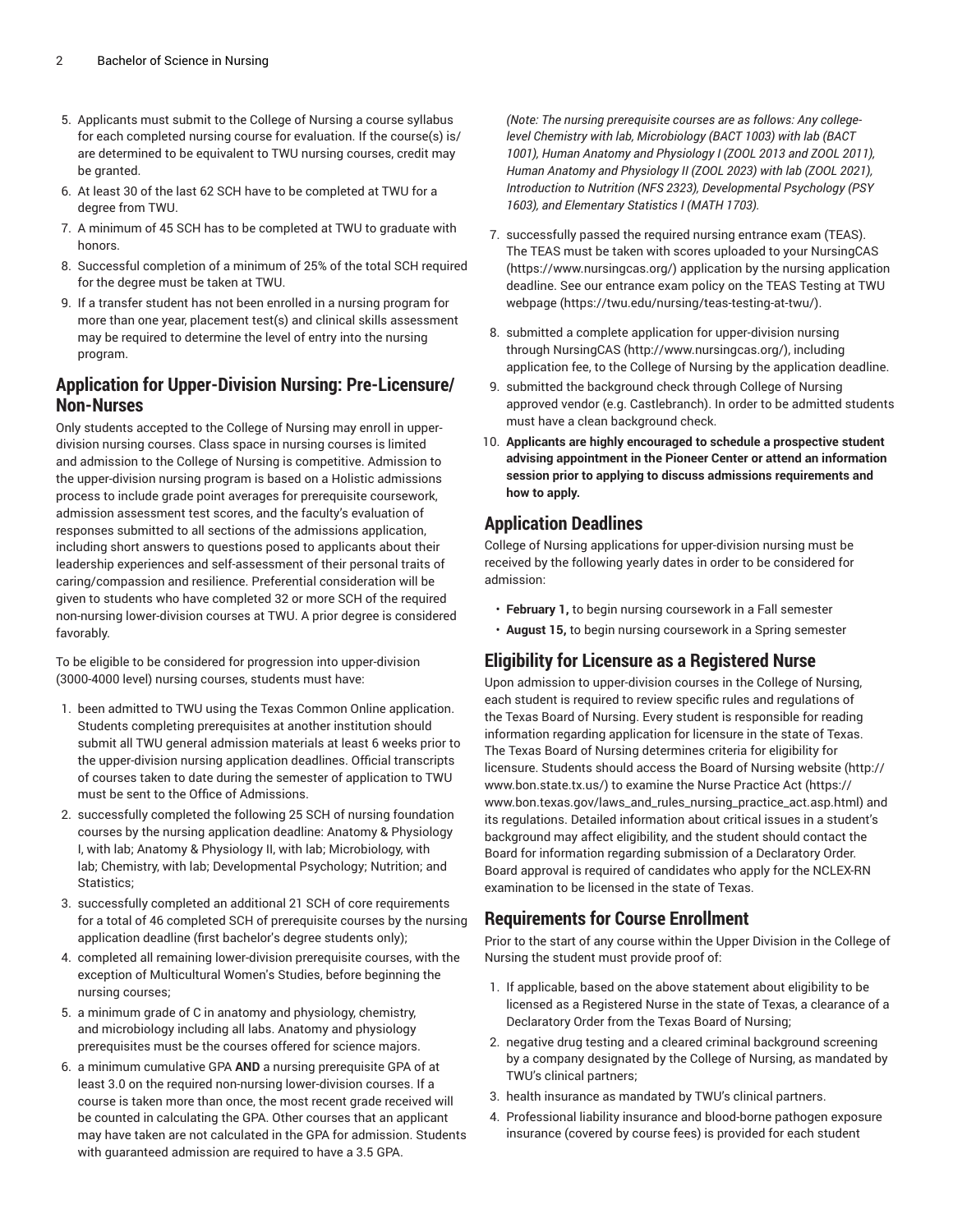5. Applicants must submit to the College of Nursing a course syllabus for each completed nursing course for evaluation. If the course(s) is/are determined to be equivalent to TWU nursing courses, credit may be granted.
6. At least 30 of the last 62 SCH have to be completed at TWU for a degree from TWU.
7. A minimum of 45 SCH has to be completed at TWU to graduate with honors.
8. Successful completion of a minimum of 25% of the total SCH required for the degree must be taken at TWU.
9. If a transfer student has not been enrolled in a nursing program for more than one year, placement test(s) and clinical skills assessment may be required to determine the level of entry into the nursing program.

## Application for Upper-Division Nursing: Pre-Licensure/Non-Nurses

Only students accepted to the College of Nursing may enroll in upper-division nursing courses. Class space in nursing courses is limited and admission to the College of Nursing is competitive. Admission to the upper-division nursing program is based on a Holistic admissions process to include grade point averages for prerequisite coursework, admission assessment test scores, and the faculty's evaluation of responses submitted to all sections of the admissions application, including short answers to questions posed to applicants about their leadership experiences and self-assessment of their personal traits of caring/compassion and resilience. Preferential consideration will be given to students who have completed 32 or more SCH of the required non-nursing lower-division courses at TWU. A prior degree is considered favorably.

To be eligible to be considered for progression into upper-division (3000-4000 level) nursing courses, students must have:

1. been admitted to TWU using the Texas Common Online application. Students completing prerequisites at another institution should submit all TWU general admission materials at least 6 weeks prior to the upper-division nursing application deadlines. Official transcripts of courses taken to date during the semester of application to TWU must be sent to the Office of Admissions.
2. successfully completed the following 25 SCH of nursing foundation courses by the nursing application deadline: Anatomy & Physiology I, with lab; Anatomy & Physiology II, with lab; Microbiology, with lab; Chemistry, with lab; Developmental Psychology; Nutrition; and Statistics;
3. successfully completed an additional 21 SCH of core requirements for a total of 46 completed SCH of prerequisite courses by the nursing application deadline (first bachelor's degree students only);
4. completed all remaining lower-division prerequisite courses, with the exception of Multicultural Women's Studies, before beginning the nursing courses;
5. a minimum grade of C in anatomy and physiology, chemistry, and microbiology including all labs. Anatomy and physiology prerequisites must be the courses offered for science majors.
6. a minimum cumulative GPA **AND** a nursing prerequisite GPA of at least 3.0 on the required non-nursing lower-division courses. If a course is taken more than once, the most recent grade received will be counted in calculating the GPA. Other courses that an applicant may have taken are not calculated in the GPA for admission. Students with guaranteed admission are required to have a 3.5 GPA.

   *(Note: The nursing prerequisite courses are as follows: Any college-level Chemistry with lab, Microbiology (BACT 1003) with lab (BACT 1001), Human Anatomy and Physiology I (ZOOL 2013 and ZOOL 2011), Human Anatomy and Physiology II (ZOOL 2023) with lab (ZOOL 2021), Introduction to Nutrition (NFS 2323), Developmental Psychology (PSY 1603), and Elementary Statistics I (MATH 1703).*
7. successfully passed the required nursing entrance exam (TEAS). The TEAS must be taken with scores uploaded to your NursingCAS (https://www.nursingcas.org/) application by the nursing application deadline. See our entrance exam policy on the TEAS Testing at TWU webpage (https://twu.edu/nursing/teas-testing-at-twu/).
8. submitted a complete application for upper-division nursing through NursingCAS (http://www.nursingcas.org/), including application fee, to the College of Nursing by the application deadline.
9. submitted the background check through College of Nursing approved vendor (e.g. Castlebranch). In order to be admitted students must have a clean background check.
10. **Applicants are highly encouraged to schedule a prospective student advising appointment in the Pioneer Center or attend an information session prior to applying to discuss admissions requirements and how to apply.**

## Application Deadlines

College of Nursing applications for upper-division nursing must be received by the following yearly dates in order to be considered for admission:

- **February 1,** to begin nursing coursework in a Fall semester
- **August 15,** to begin nursing coursework in a Spring semester

## Eligibility for Licensure as a Registered Nurse

Upon admission to upper-division courses in the College of Nursing, each student is required to review specific rules and regulations of the Texas Board of Nursing. Every student is responsible for reading information regarding application for licensure in the state of Texas. The Texas Board of Nursing determines criteria for eligibility for licensure. Students should access the Board of Nursing website (http://www.bon.state.tx.us/) to examine the Nurse Practice Act (https://www.bon.texas.gov/laws_and_rules_nursing_practice_act.asp.html) and its regulations. Detailed information about critical issues in a student's background may affect eligibility, and the student should contact the Board for information regarding submission of a Declaratory Order. Board approval is required of candidates who apply for the NCLEX-RN examination to be licensed in the state of Texas.

## Requirements for Course Enrollment

Prior to the start of any course within the Upper Division in the College of Nursing the student must provide proof of:

1. If applicable, based on the above statement about eligibility to be licensed as a Registered Nurse in the state of Texas, a clearance of a Declaratory Order from the Texas Board of Nursing;
2. negative drug testing and a cleared criminal background screening by a company designated by the College of Nursing, as mandated by TWU's clinical partners;
3. health insurance as mandated by TWU's clinical partners.
4. Professional liability insurance and blood-borne pathogen exposure insurance (covered by course fees) is provided for each student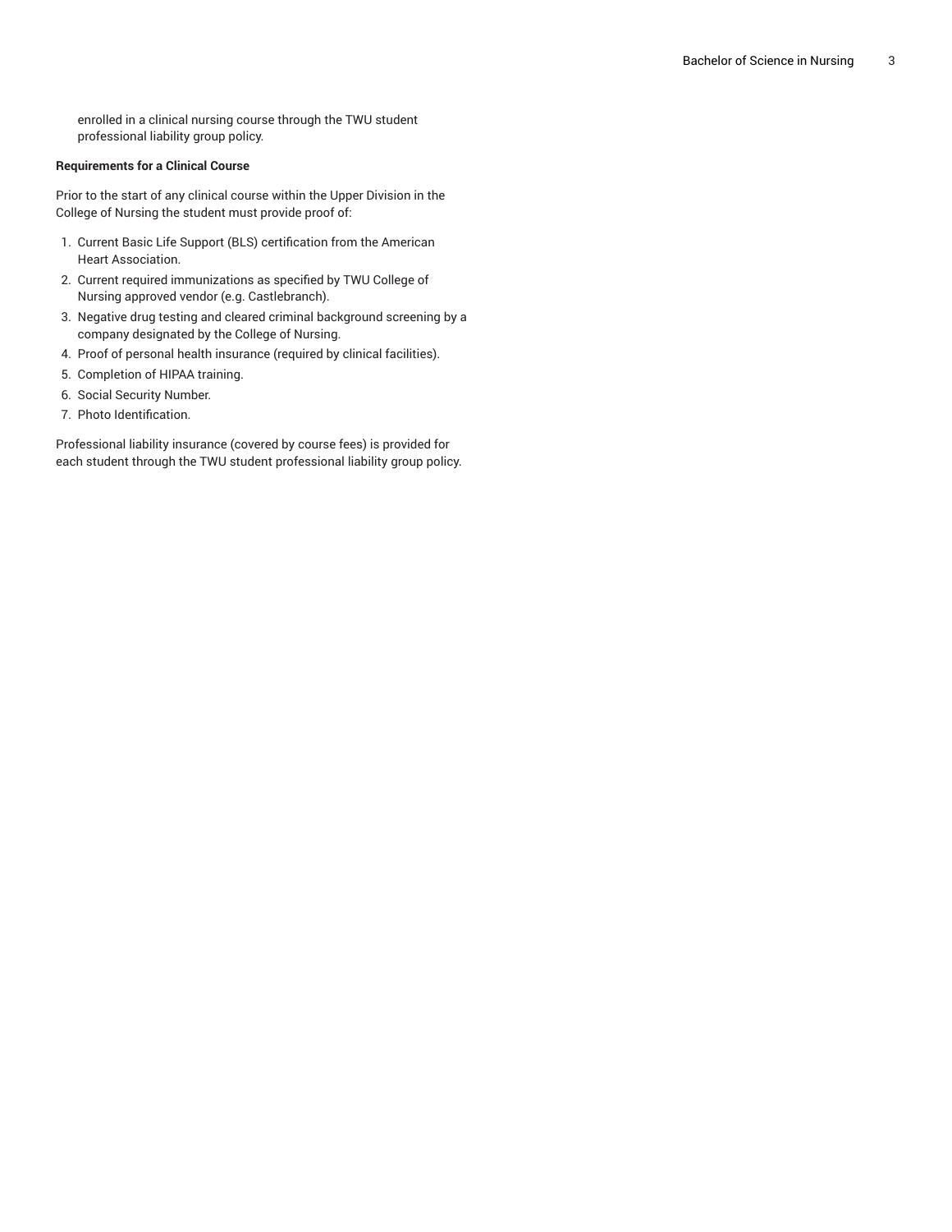enrolled in a clinical nursing course through the TWU student professional liability group policy.

**Requirements for a Clinical Course**

Prior to the start of any clinical course within the Upper Division in the College of Nursing the student must provide proof of:

1. Current Basic Life Support (BLS) certification from the American Heart Association.
2. Current required immunizations as specified by TWU College of Nursing approved vendor (e.g. Castlebranch).
3. Negative drug testing and cleared criminal background screening by a company designated by the College of Nursing.
4. Proof of personal health insurance (required by clinical facilities).
5. Completion of HIPAA training.
6. Social Security Number.
7. Photo Identification.

Professional liability insurance (covered by course fees) is provided for each student through the TWU student professional liability group policy.